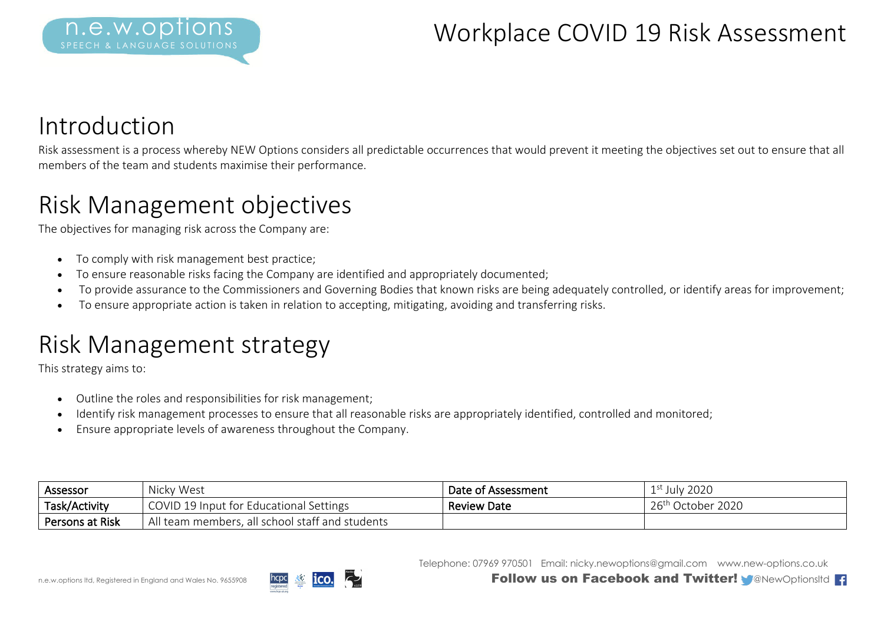# Workplace COVID 19 Risk Assessment

## Introduction

Risk assessment is a process whereby NEW Options considers all predictable occurrences that would prevent it meeting the objectives set out to ensure that all members of the team and students maximise their performance.

## Risk Management objectives

The objectives for managing risk across the Company are:

- To comply with risk management best practice;
- To ensure reasonable risks facing the Company are identified and appropriately documented;
- To provide assurance to the Commissioners and Governing Bodies that known risks are being adequately controlled, or identify areas for improvement;
- To ensure appropriate action is taken in relation to accepting, mitigating, avoiding and transferring risks.

## Risk Management strategy

This strategy aims to:

- Outline the roles and responsibilities for risk management;
- Identify risk management processes to ensure that all reasonable risks are appropriately identified, controlled and monitored;
- Ensure appropriate levels of awareness throughout the Company.

| Assessor | Nicky West | Date of Assessment | 1st July 2020 |
|---|---|---|---|
| Task/Activity | COVID 19 Input for Educational Settings | Review Date | 26th October 2020 |
| Persons at Risk | All team members, all school staff and students | | |

Telephone: 07969 970501 Email: nicky.newoptions@gmail.com www.new-options.co.uk

n.e.w.options ltd, Registered in England and Wales No. 9655908

Follow us on Facebook and Twitter! @NewOptionsltd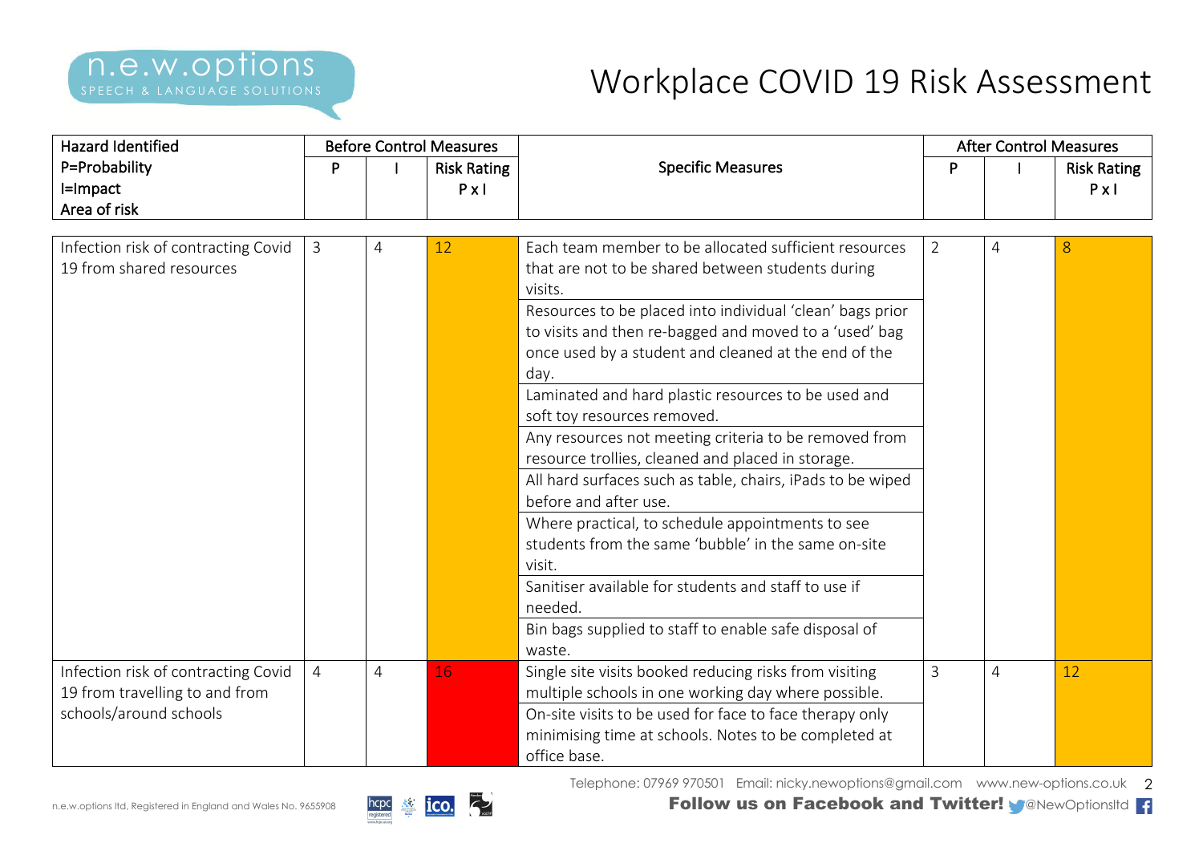# Workplace COVID 19 Risk Assessment

| Hazard Identified<br>P=Probability<br>I=Impact<br>Area of risk | Before Control Measures | | | Specific Measures | After Control Measures | | |
|---|---|---|---|---|---|---|---|
| | P | I | Risk Rating P x I | | P | I | Risk Rating P x I |
| Infection risk of contracting Covid 19 from shared resources | 3 | 4 | 12 | Each team member to be allocated sufficient resources that are not to be shared between students during visits.<br>Resources to be placed into individual 'clean' bags prior to visits and then re-bagged and moved to a 'used' bag once used by a student and cleaned at the end of the day.<br>Laminated and hard plastic resources to be used and soft toy resources removed.<br>Any resources not meeting criteria to be removed from resource trollies, cleaned and placed in storage.<br>All hard surfaces such as table, chairs, iPads to be wiped before and after use.<br>Where practical, to schedule appointments to see students from the same 'bubble' in the same on-site visit.<br>Sanitiser available for students and staff to use if needed.<br>Bin bags supplied to staff to enable safe disposal of waste. | 2 | 4 | 8 |
| Infection risk of contracting Covid 19 from travelling to and from schools/around schools | 4 | 4 | 16 | Single site visits booked reducing risks from visiting multiple schools in one working day where possible.<br>On-site visits to be used for face to face therapy only minimising time at schools. Notes to be completed at office base. | 3 | 4 | 12 |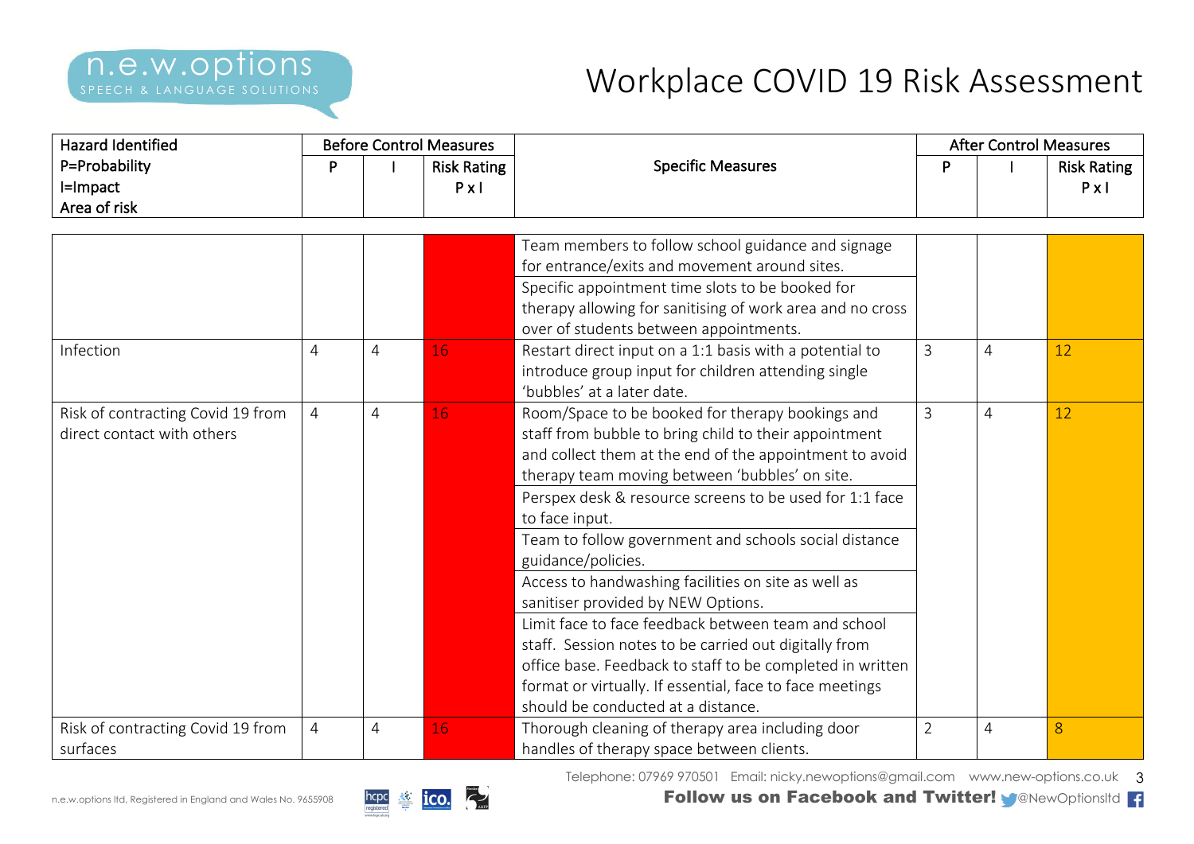# Workplace COVID 19 Risk Assessment

| Hazard Identified<br>P=Probability<br>I=Impact<br>Area of risk | Before Control Measures | | | Specific Measures | After Control Measures | | |
|---|---|---|---|---|---|---|---|
| | P | I | Risk Rating P x I | | P | I | Risk Rating P x I |
| | | | | Team members to follow school guidance and signage for entrance/exits and movement around sites.<br>Specific appointment time slots to be booked for therapy allowing for sanitising of work area and no cross over of students between appointments. | | | |
| Infection | 4 | 4 | 16 | Restart direct input on a 1:1 basis with a potential to introduce group input for children attending single 'bubbles' at a later date. | 3 | 4 | 12 |
| Risk of contracting Covid 19 from direct contact with others | 4 | 4 | 16 | Room/Space to be booked for therapy bookings and staff from bubble to bring child to their appointment and collect them at the end of the appointment to avoid therapy team moving between 'bubbles' on site.<br>Perspex desk & resource screens to be used for 1:1 face to face input.<br>Team to follow government and schools social distance guidance/policies.<br>Access to handwashing facilities on site as well as sanitiser provided by NEW Options.<br>Limit face to face feedback between team and school staff. Session notes to be carried out digitally from office base. Feedback to staff to be completed in written format or virtually. If essential, face to face meetings should be conducted at a distance. | 3 | 4 | 12 |
| Risk of contracting Covid 19 from surfaces | 4 | 4 | 16 | Thorough cleaning of therapy area including door handles of therapy space between clients. | 2 | 4 | 8 |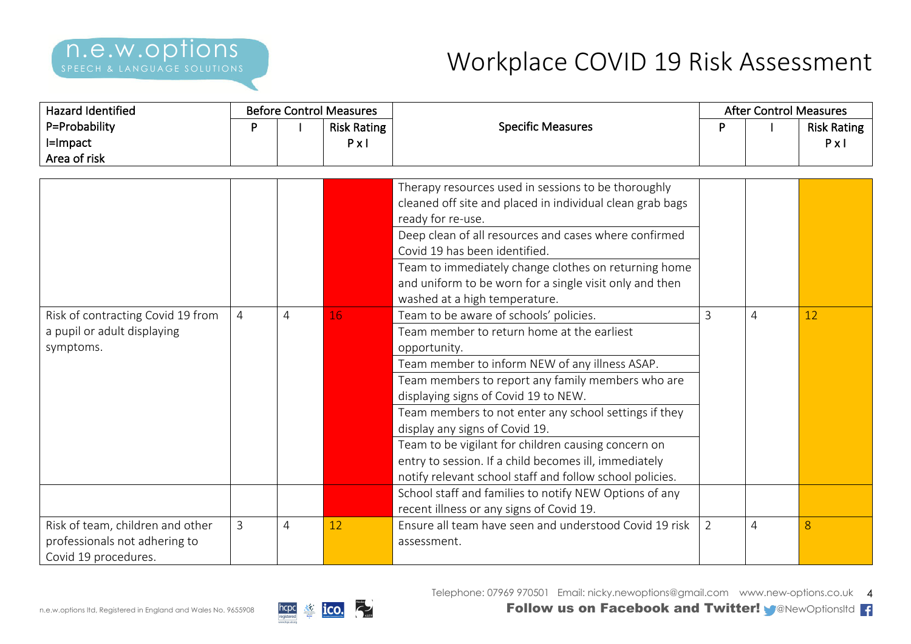# Workplace COVID 19 Risk Assessment

| Hazard Identified<br>P=Probability<br>I=Impact<br>Area of risk | Before Control Measures | | | Specific Measures | After Control Measures | | |
|---|---|---|---|---|---|---|---|
| | P | I | Risk Rating<br>P x I | | P | I | Risk Rating<br>P x I |
| | | | | Therapy resources used in sessions to be thoroughly cleaned off site and placed in individual clean grab bags ready for re-use. | | | |
| | | | | Deep clean of all resources and cases where confirmed Covid 19 has been identified. | | | |
| | | | | Team to immediately change clothes on returning home and uniform to be worn for a single visit only and then washed at a high temperature. | | | |
| Risk of contracting Covid 19 from a pupil or adult displaying symptoms. | 4 | 4 | 16 | Team to be aware of schools' policies. | 3 | 4 | 12 |
| | | | | Team member to return home at the earliest opportunity. | | | |
| | | | | Team member to inform NEW of any illness ASAP. | | | |
| | | | | Team members to report any family members who are displaying signs of Covid 19 to NEW. | | | |
| | | | | Team members to not enter any school settings if they display any signs of Covid 19. | | | |
| | | | | Team to be vigilant for children causing concern on entry to session. If a child becomes ill, immediately notify relevant school staff and follow school policies. | | | |
| | | | | School staff and families to notify NEW Options of any recent illness or any signs of Covid 19. | | | |
| Risk of team, children and other professionals not adhering to Covid 19 procedures. | 3 | 4 | 12 | Ensure all team have seen and understood Covid 19 risk assessment. | 2 | 4 | 8 |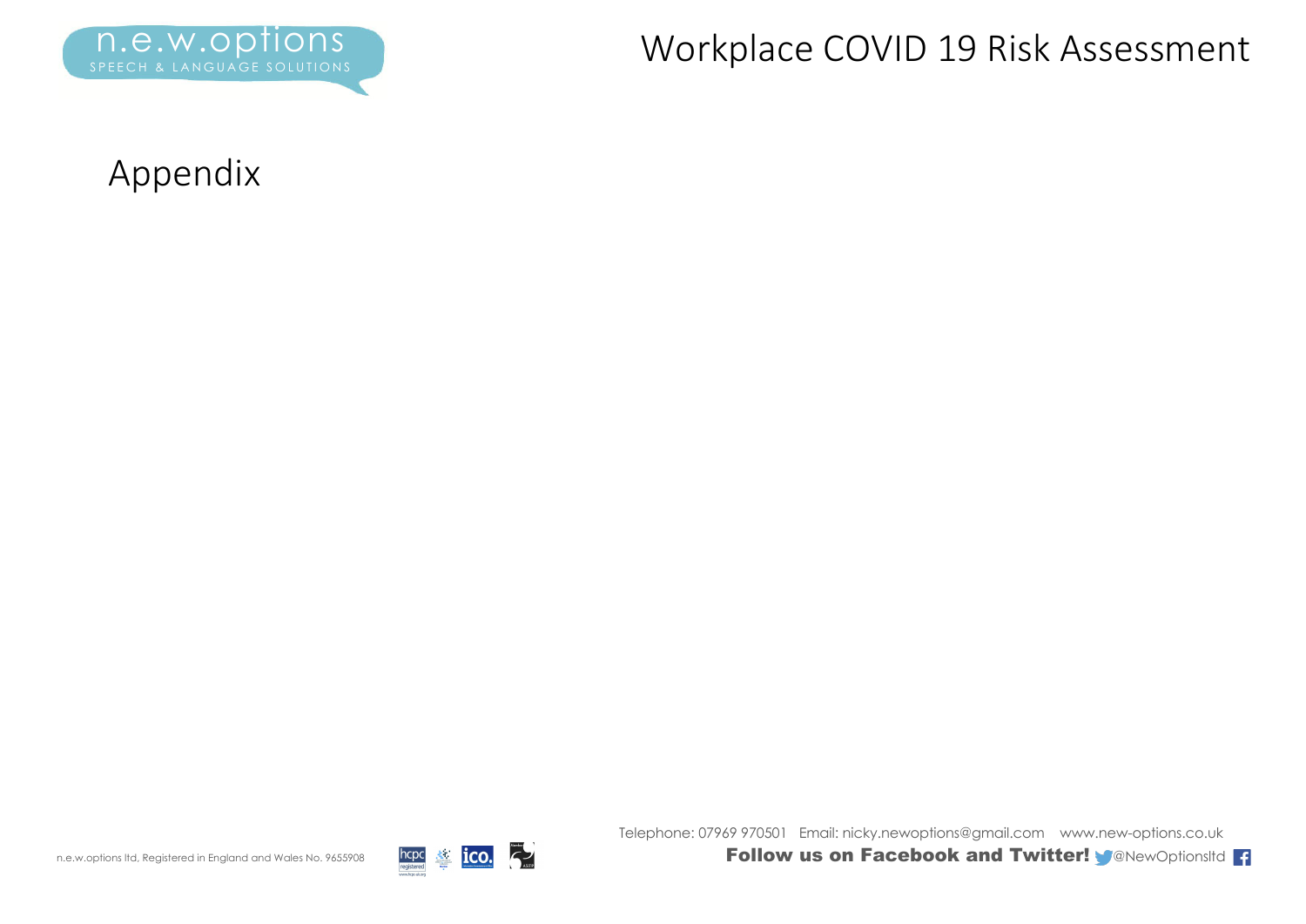# Appendix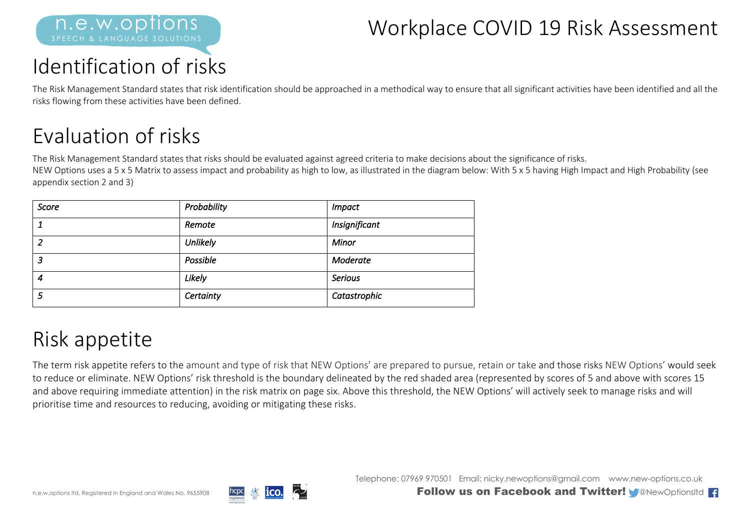# Identification of risks

The Risk Management Standard states that risk identification should be approached in a methodical way to ensure that all significant activities have been identified and all the risks flowing from these activities have been defined.

# Evaluation of risks

The Risk Management Standard states that risks should be evaluated against agreed criteria to make decisions about the significance of risks.
NEW Options uses a 5 x 5 Matrix to assess impact and probability as high to low, as illustrated in the diagram below: With 5 x 5 having High Impact and High Probability (see appendix section 2 and 3)

| *Score* | *Probability* | *Impact* |
|---|---|---|
| *1* | *Remote* | *Insignificant* |
| *2* | *Unlikely* | *Minor* |
| *3* | *Possible* | *Moderate* |
| *4* | *Likely* | *Serious* |
| *5* | *Certainty* | *Catastrophic* |

# Risk appetite

The term risk appetite refers to the amount and type of risk that NEW Options' are prepared to pursue, retain or take and those risks NEW Options' would seek to reduce or eliminate. NEW Options' risk threshold is the boundary delineated by the red shaded area (represented by scores of 5 and above with scores 15 and above requiring immediate attention) in the risk matrix on page six. Above this threshold, the NEW Options' will actively seek to manage risks and will prioritise time and resources to reducing, avoiding or mitigating these risks.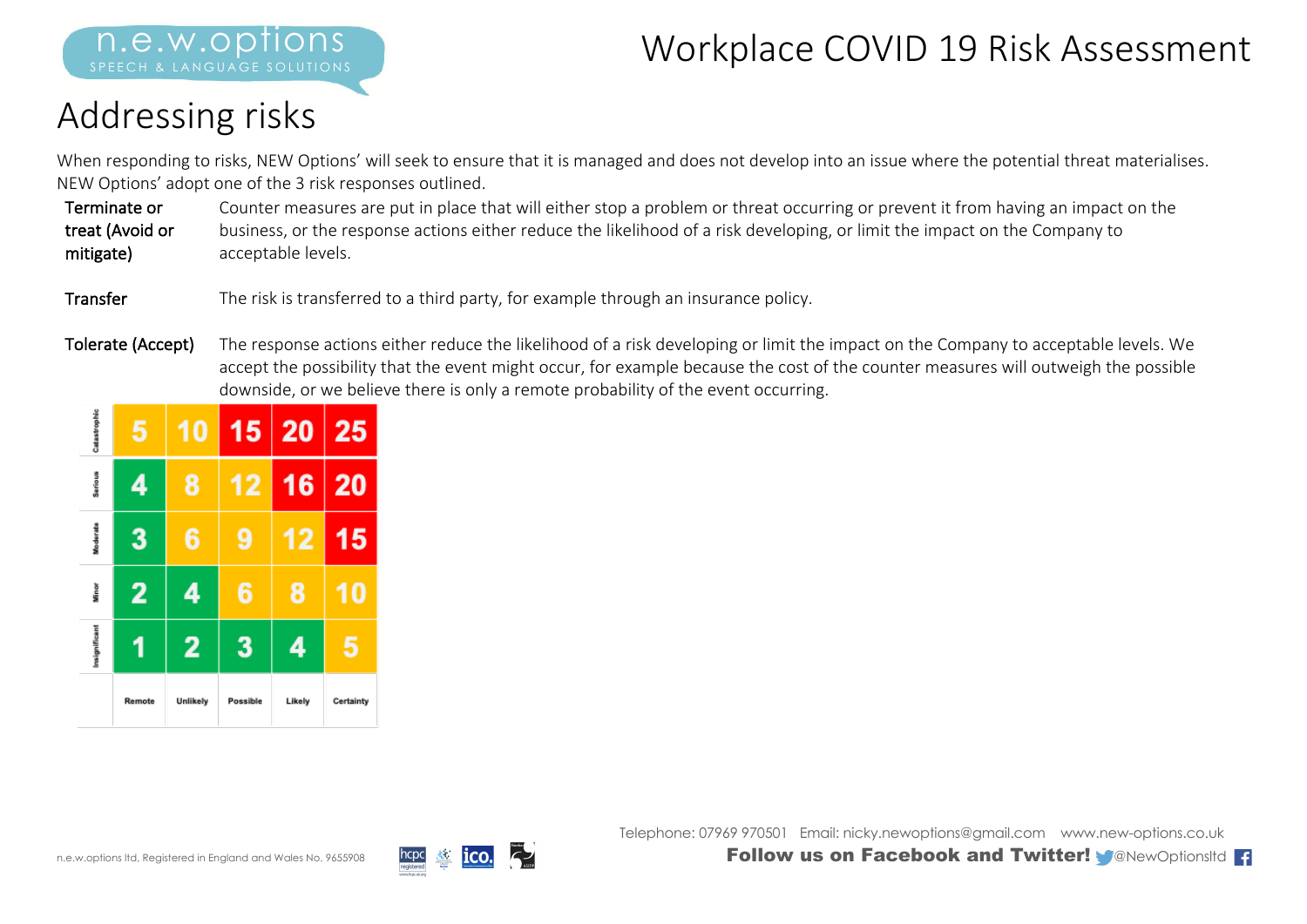# Addressing risks

When responding to risks, NEW Options' will seek to ensure that it is managed and does not develop into an issue where the potential threat materialises. NEW Options' adopt one of the 3 risk responses outlined.

| | |
|---|---|
| Terminate or treat (Avoid or mitigate) | Counter measures are put in place that will either stop a problem or threat occurring or prevent it from having an impact on the business, or the response actions either reduce the likelihood of a risk developing, or limit the impact on the Company to acceptable levels. |
| Transfer | The risk is transferred to a third party, for example through an insurance policy. |
| Tolerate (Accept) | The response actions either reduce the likelihood of a risk developing or limit the impact on the Company to acceptable levels. We accept the possibility that the event might occur, for example because the cost of the counter measures will outweigh the possible downside, or we believe there is only a remote probability of the event occurring. |

| | | | | | |
|---|---|---|---|---|---|
| Catastrophic | 5 | 10 | 15 | 20 | 25 |
| Serious | 4 | 8 | 12 | 16 | 20 |
| Moderate | 3 | 6 | 9 | 12 | 15 |
| Minor | 2 | 4 | 6 | 8 | 10 |
| Insignificant | 1 | 2 | 3 | 4 | 5 |
| | Remote | Unlikely | Possible | Likely | Certainty |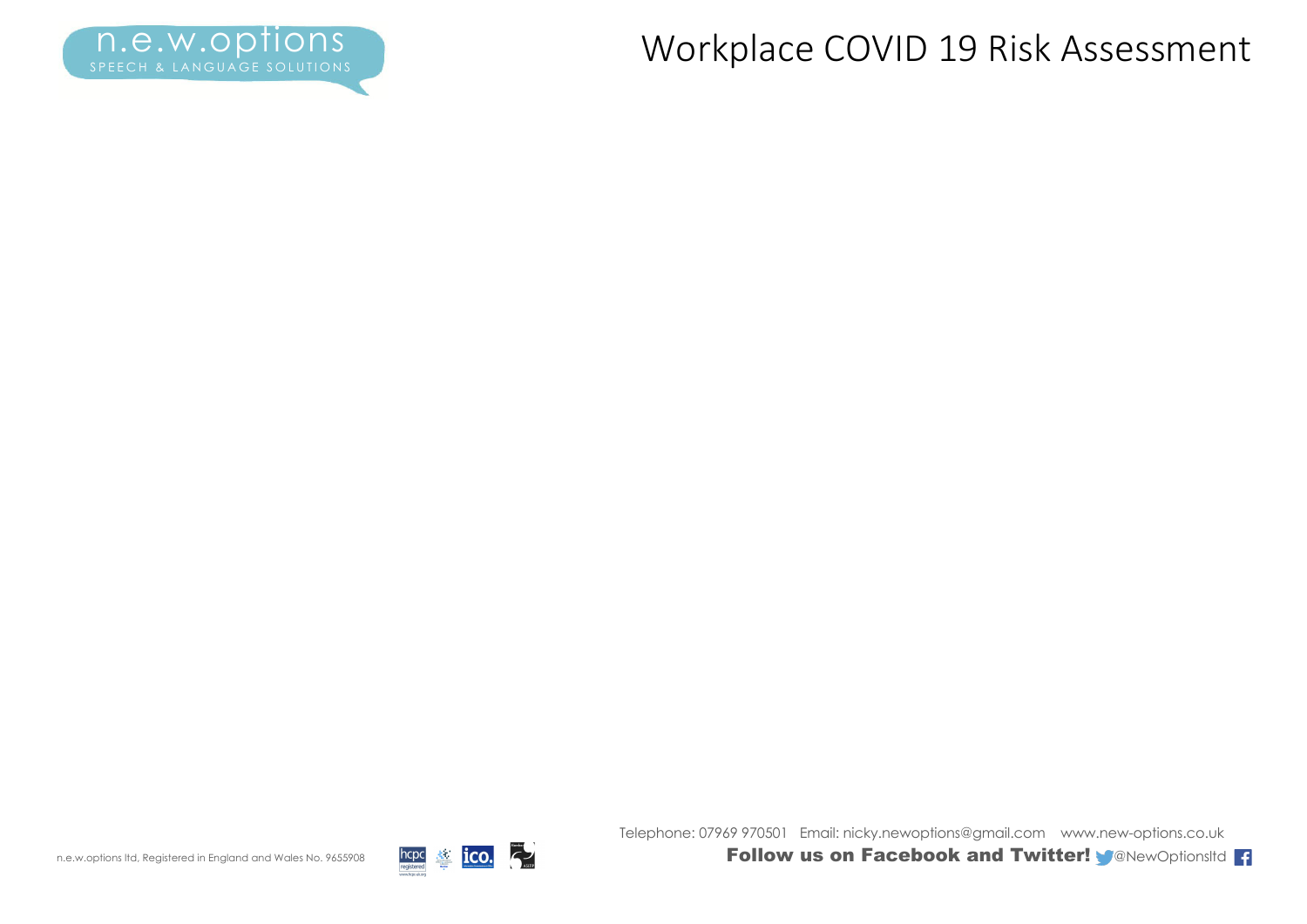# Workplace COVID 19 Risk Assessment